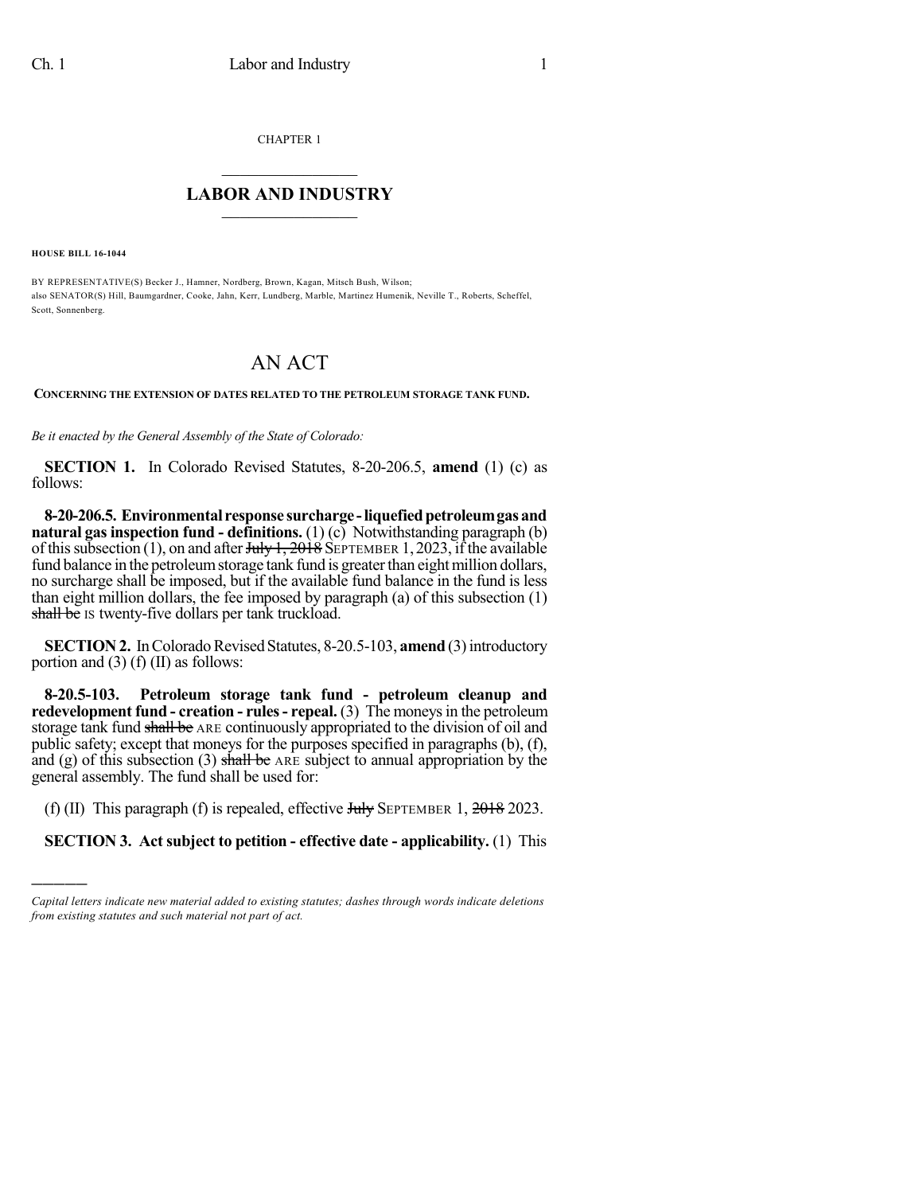CHAPTER 1

## LABOR AND INDUSTRY

**HOUSE BILL 16-1044**

BY REPRESENTATIVE(S) Becker J., Hamner, Nordberg, Brown, Kagan, Mitsch Bush, Wilson;
also SENATOR(S) Hill, Baumgardner, Cooke, Jahn, Kerr, Lundberg, Marble, Martinez Humenik, Neville T., Roberts, Scheffel, Scott, Sonnenberg.

# AN ACT

**CONCERNING THE EXTENSION OF DATES RELATED TO THE PETROLEUM STORAGE TANK FUND.**

*Be it enacted by the General Assembly of the State of Colorado:*

**SECTION 1.** In Colorado Revised Statutes, 8-20-206.5, **amend** (1) (c) as follows:

**8-20-206.5. Environmental response surcharge - liquefied petroleum gas and natural gas inspection fund - definitions.** (1) (c) Notwithstanding paragraph (b) of this subsection (1), on and after ~~July 1, 2018~~ SEPTEMBER 1, 2023, if the available fund balance in the petroleum storage tank fund is greater than eight million dollars, no surcharge shall be imposed, but if the available fund balance in the fund is less than eight million dollars, the fee imposed by paragraph (a) of this subsection (1) ~~shall be~~ IS twenty-five dollars per tank truckload.

**SECTION 2.** In Colorado Revised Statutes, 8-20.5-103, **amend** (3) introductory portion and (3) (f) (II) as follows:

**8-20.5-103. Petroleum storage tank fund - petroleum cleanup and redevelopment fund - creation - rules - repeal.** (3) The moneys in the petroleum storage tank fund ~~shall be~~ ARE continuously appropriated to the division of oil and public safety; except that moneys for the purposes specified in paragraphs (b), (f), and (g) of this subsection (3) ~~shall be~~ ARE subject to annual appropriation by the general assembly. The fund shall be used for:

(f) (II) This paragraph (f) is repealed, effective ~~July~~ SEPTEMBER 1, ~~2018~~ 2023.

**SECTION 3. Act subject to petition - effective date - applicability.** (1) This

---

*Capital letters indicate new material added to existing statutes; dashes through words indicate deletions from existing statutes and such material not part of act.*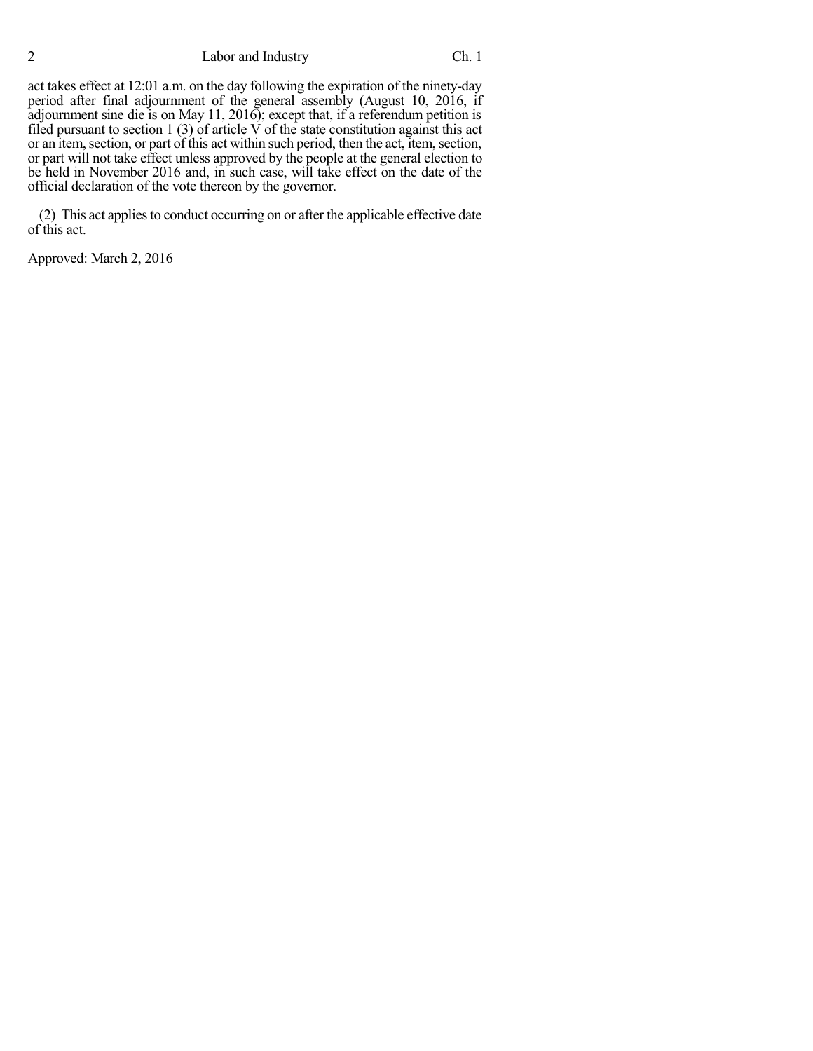act takes effect at 12:01 a.m. on the day following the expiration of the ninety-day period after final adjournment of the general assembly (August 10, 2016, if adjournment sine die is on May 11, 2016); except that, if a referendum petition is filed pursuant to section 1 (3) of article V of the state constitution against this act or an item, section, or part of this act within such period, then the act, item, section, or part will not take effect unless approved by the people at the general election to be held in November 2016 and, in such case, will take effect on the date of the official declaration of the vote thereon by the governor.

(2) This act applies to conduct occurring on or after the applicable effective date of this act.

Approved: March 2, 2016